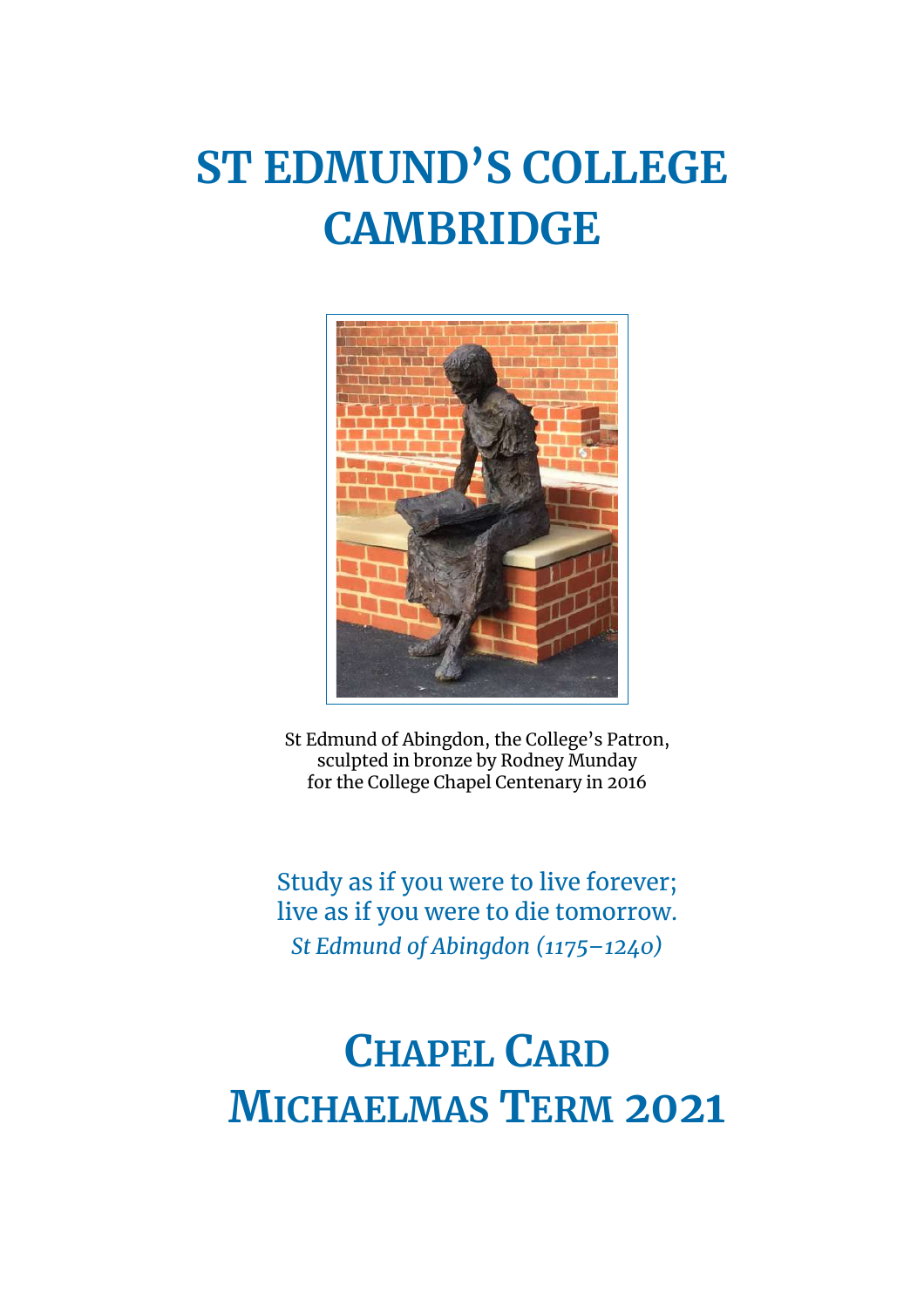# ST EDMUND'S COLLEGE CAMBRIDGE

St Edmund of Abingdon, the College's Patron,
sculpted in bronze by Rodney Munday
for the College Chapel Centenary in 2016

Study as if you were to live forever;
live as if you were to die tomorrow.
*St Edmund of Abingdon (1175–1240)*

# CHAPEL CARD
# MICHAELMAS TERM 2021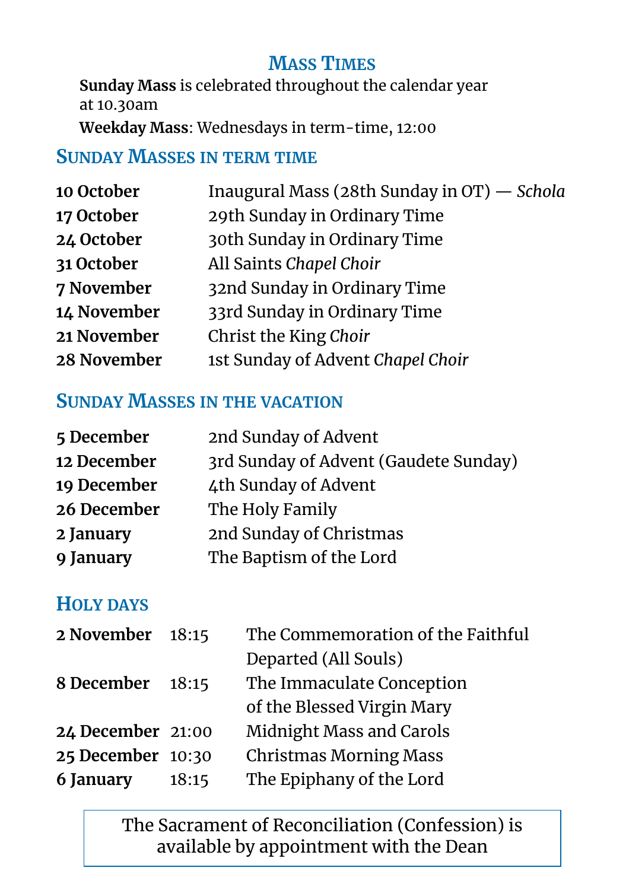## Mass Times

**Sunday Mass** is celebrated throughout the calendar year at 10.30am

**Weekday Mass**: Wednesdays in term-time, 12:00

### Sunday Masses in term time

| | |
|---|---|
| **10 October** | Inaugural Mass (28th Sunday in OT) — *Schola* |
| **17 October** | 29th Sunday in Ordinary Time |
| **24 October** | 30th Sunday in Ordinary Time |
| **31 October** | All Saints *Chapel Choir* |
| **7 November** | 32nd Sunday in Ordinary Time |
| **14 November** | 33rd Sunday in Ordinary Time |
| **21 November** | Christ the King *Choir* |
| **28 November** | 1st Sunday of Advent *Chapel Choir* |

### Sunday Masses in the vacation

| | |
|---|---|
| **5 December** | 2nd Sunday of Advent |
| **12 December** | 3rd Sunday of Advent (Gaudete Sunday) |
| **19 December** | 4th Sunday of Advent |
| **26 December** | The Holy Family |
| **2 January** | 2nd Sunday of Christmas |
| **9 January** | The Baptism of the Lord |

### Holy days

| | | |
|---|---|---|
| **2 November** | 18:15 | The Commemoration of the Faithful Departed (All Souls) |
| **8 December** | 18:15 | The Immaculate Conception of the Blessed Virgin Mary |
| **24 December** | 21:00 | Midnight Mass and Carols |
| **25 December** | 10:30 | Christmas Morning Mass |
| **6 January** | 18:15 | The Epiphany of the Lord |

The Sacrament of Reconciliation (Confession) is available by appointment with the Dean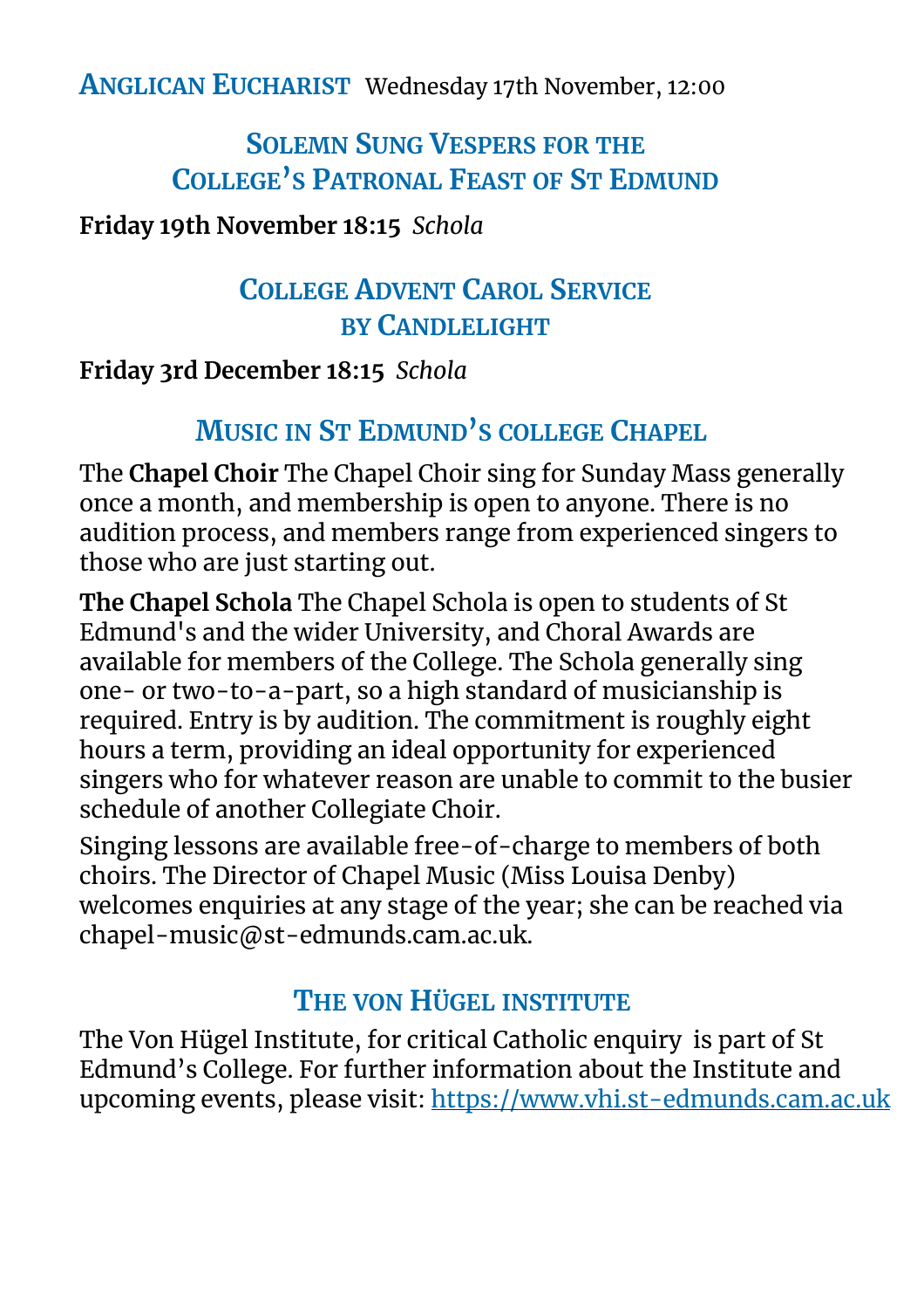**Anglican Eucharist** Wednesday 17th November, 12:00

## Solemn Sung Vespers for the College's Patronal Feast of St Edmund

**Friday 19th November 18:15** *Schola*

## College Advent Carol Service by Candlelight

**Friday 3rd December 18:15** *Schola*

## Music in St Edmund's college Chapel

The **Chapel Choir** The Chapel Choir sing for Sunday Mass generally once a month, and membership is open to anyone. There is no audition process, and members range from experienced singers to those who are just starting out.

**The Chapel Schola** The Chapel Schola is open to students of St Edmund's and the wider University, and Choral Awards are available for members of the College. The Schola generally sing one- or two-to-a-part, so a high standard of musicianship is required. Entry is by audition. The commitment is roughly eight hours a term, providing an ideal opportunity for experienced singers who for whatever reason are unable to commit to the busier schedule of another Collegiate Choir.

Singing lessons are available free-of-charge to members of both choirs. The Director of Chapel Music (Miss Louisa Denby) welcomes enquiries at any stage of the year; she can be reached via chapel-music@st-edmunds.cam.ac.uk.

## The von Hügel institute

The Von Hügel Institute, for critical Catholic enquiry is part of St Edmund's College. For further information about the Institute and upcoming events, please visit: [https://www.vhi.st-edmunds.cam.ac.uk](https://www.vhi.st-edmunds.cam.ac.uk)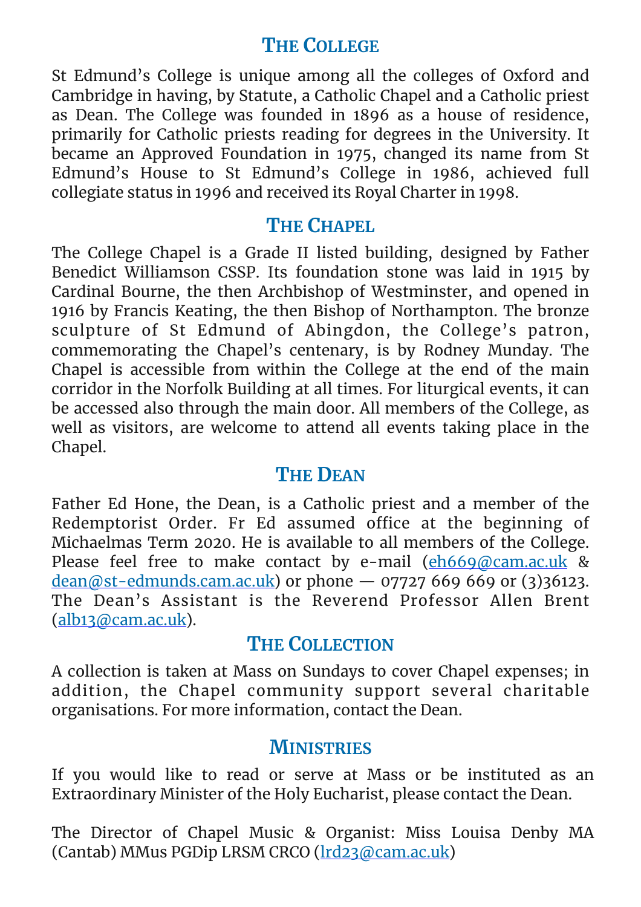## The College

St Edmund's College is unique among all the colleges of Oxford and Cambridge in having, by Statute, a Catholic Chapel and a Catholic priest as Dean. The College was founded in 1896 as a house of residence, primarily for Catholic priests reading for degrees in the University. It became an Approved Foundation in 1975, changed its name from St Edmund's House to St Edmund's College in 1986, achieved full collegiate status in 1996 and received its Royal Charter in 1998.

## The Chapel

The College Chapel is a Grade II listed building, designed by Father Benedict Williamson CSSP. Its foundation stone was laid in 1915 by Cardinal Bourne, the then Archbishop of Westminster, and opened in 1916 by Francis Keating, the then Bishop of Northampton. The bronze sculpture of St Edmund of Abingdon, the College's patron, commemorating the Chapel's centenary, is by Rodney Munday. The Chapel is accessible from within the College at the end of the main corridor in the Norfolk Building at all times. For liturgical events, it can be accessed also through the main door. All members of the College, as well as visitors, are welcome to attend all events taking place in the Chapel.

## The Dean

Father Ed Hone, the Dean, is a Catholic priest and a member of the Redemptorist Order. Fr Ed assumed office at the beginning of Michaelmas Term 2020. He is available to all members of the College. Please feel free to make contact by e-mail (eh669@cam.ac.uk & dean@st-edmunds.cam.ac.uk) or phone — 07727 669 669 or (3)36123. The Dean's Assistant is the Reverend Professor Allen Brent (alb13@cam.ac.uk).

## The Collection

A collection is taken at Mass on Sundays to cover Chapel expenses; in addition, the Chapel community support several charitable organisations. For more information, contact the Dean.

## Ministries

If you would like to read or serve at Mass or be instituted as an Extraordinary Minister of the Holy Eucharist, please contact the Dean.

The Director of Chapel Music & Organist: Miss Louisa Denby MA (Cantab) MMus PGDip LRSM CRCO (lrd23@cam.ac.uk)